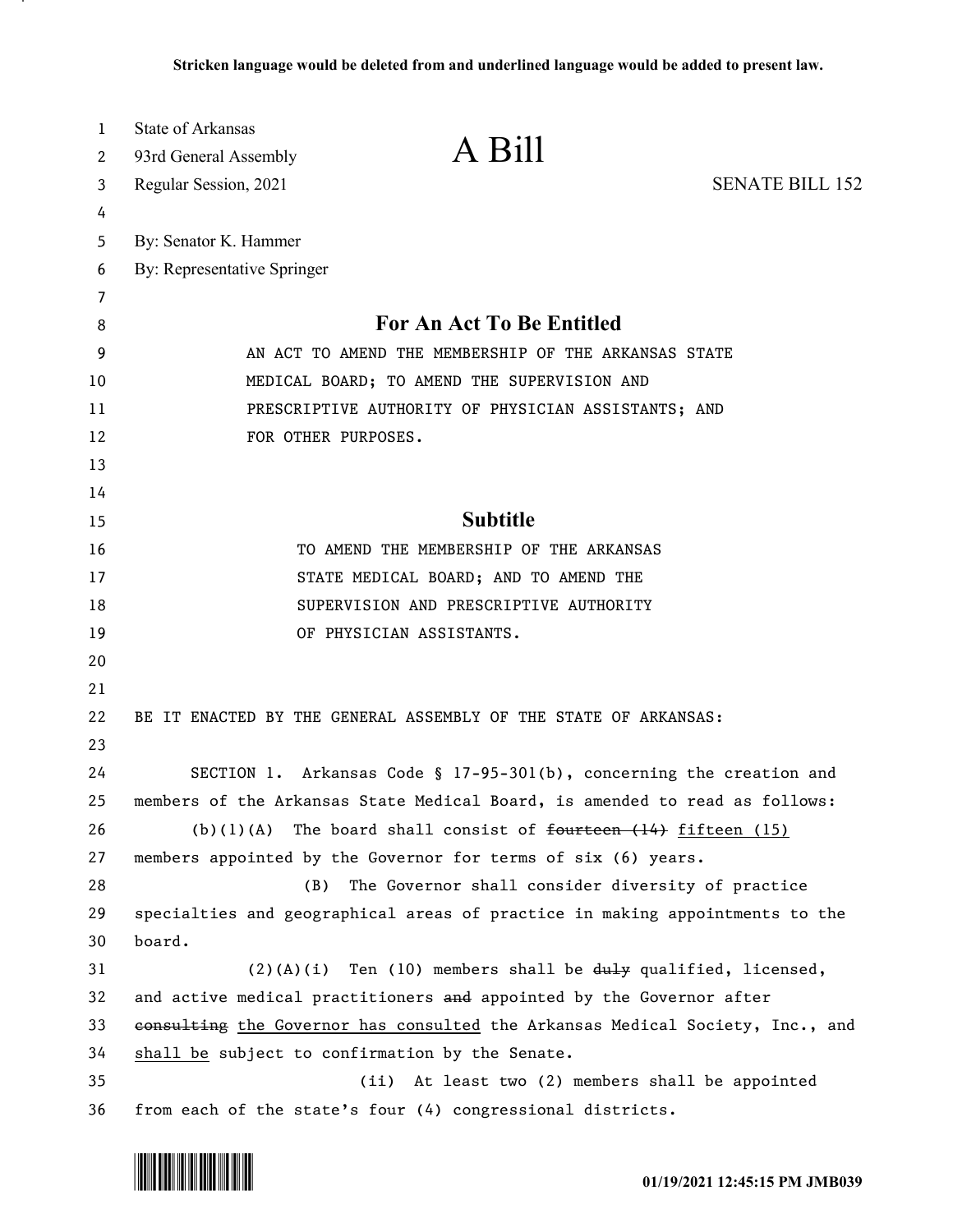**Stricken language would be deleted from and underlined language would be added to present law.**

State of Arkansas
93rd General Assembly
Regular Session, 2021

# A Bill

SENATE BILL 152

By: Senator K. Hammer
By: Representative Springer

## For An Act To Be Entitled

AN ACT TO AMEND THE MEMBERSHIP OF THE ARKANSAS STATE MEDICAL BOARD; TO AMEND THE SUPERVISION AND PRESCRIPTIVE AUTHORITY OF PHYSICIAN ASSISTANTS; AND FOR OTHER PURPOSES.

## Subtitle

TO AMEND THE MEMBERSHIP OF THE ARKANSAS STATE MEDICAL BOARD; AND TO AMEND THE SUPERVISION AND PRESCRIPTIVE AUTHORITY OF PHYSICIAN ASSISTANTS.

BE IT ENACTED BY THE GENERAL ASSEMBLY OF THE STATE OF ARKANSAS:

SECTION 1. Arkansas Code § 17-95-301(b), concerning the creation and members of the Arkansas State Medical Board, is amended to read as follows:

(b)(1)(A) The board shall consist of ~~fourteen (14)~~ <u>fifteen (15)</u> members appointed by the Governor for terms of six (6) years.

(B) The Governor shall consider diversity of practice specialties and geographical areas of practice in making appointments to the board.

(2)(A)(i) Ten (10) members shall be ~~duly~~ qualified, licensed, and active medical practitioners ~~and~~ appointed by the Governor after ~~consulting~~ <u>the Governor has consulted</u> the Arkansas Medical Society, Inc., and <u>shall be</u> subject to confirmation by the Senate.

(ii) At least two (2) members shall be appointed from each of the state's four (4) congressional districts.

01/19/2021 12:45:15 PM JMB039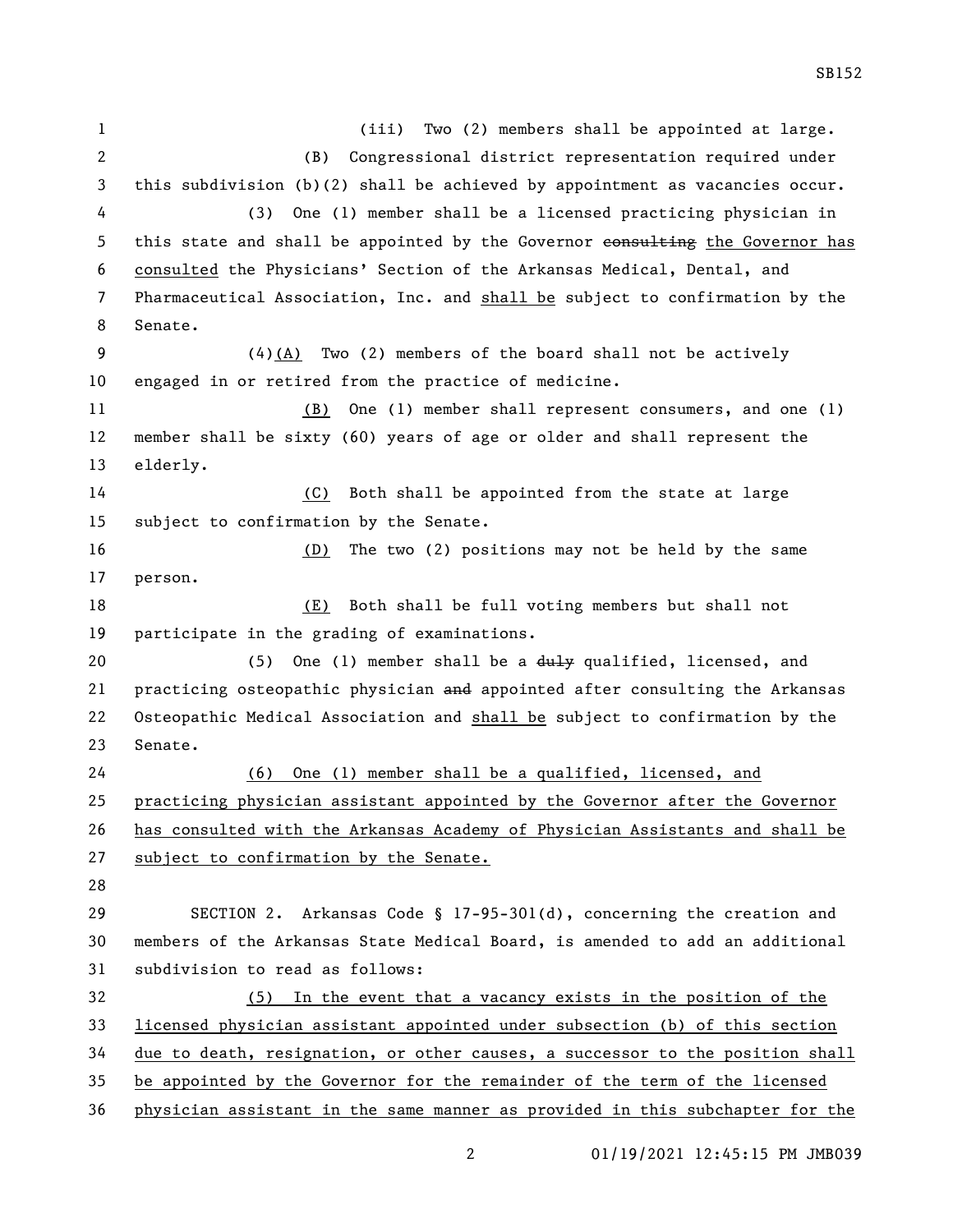(iii) Two (2) members shall be appointed at large.

(B) Congressional district representation required under this subdivision (b)(2) shall be achieved by appointment as vacancies occur.

(3) One (1) member shall be a licensed practicing physician in this state and shall be appointed by the Governor ~~consulting~~ the Governor has consulted the Physicians' Section of the Arkansas Medical, Dental, and Pharmaceutical Association, Inc. and shall be subject to confirmation by the Senate.

(4)(A) Two (2) members of the board shall not be actively engaged in or retired from the practice of medicine.

(B) One (1) member shall represent consumers, and one (1) member shall be sixty (60) years of age or older and shall represent the elderly.

(C) Both shall be appointed from the state at large subject to confirmation by the Senate.

(D) The two (2) positions may not be held by the same person.

(E) Both shall be full voting members but shall not participate in the grading of examinations.

(5) One (1) member shall be a ~~duly~~ qualified, licensed, and practicing osteopathic physician ~~and~~ appointed after consulting the Arkansas Osteopathic Medical Association and shall be subject to confirmation by the Senate.

(6) One (1) member shall be a qualified, licensed, and practicing physician assistant appointed by the Governor after the Governor has consulted with the Arkansas Academy of Physician Assistants and shall be subject to confirmation by the Senate.

SECTION 2. Arkansas Code § 17-95-301(d), concerning the creation and members of the Arkansas State Medical Board, is amended to add an additional subdivision to read as follows:

(5) In the event that a vacancy exists in the position of the licensed physician assistant appointed under subsection (b) of this section due to death, resignation, or other causes, a successor to the position shall be appointed by the Governor for the remainder of the term of the licensed physician assistant in the same manner as provided in this subchapter for the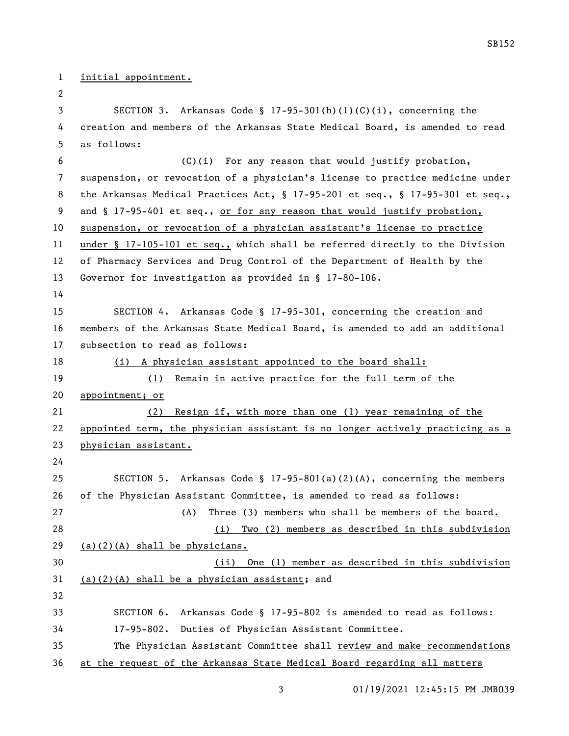initial appointment.

SECTION 3. Arkansas Code § 17-95-301(h)(1)(C)(i), concerning the creation and members of the Arkansas State Medical Board, is amended to read as follows:

(C)(i) For any reason that would justify probation, suspension, or revocation of a physician's license to practice medicine under the Arkansas Medical Practices Act, § 17-95-201 et seq., § 17-95-301 et seq., and § 17-95-401 et seq., or for any reason that would justify probation, suspension, or revocation of a physician assistant's license to practice under § 17-105-101 et seq., which shall be referred directly to the Division of Pharmacy Services and Drug Control of the Department of Health by the Governor for investigation as provided in § 17-80-106.

SECTION 4. Arkansas Code § 17-95-301, concerning the creation and members of the Arkansas State Medical Board, is amended to add an additional subsection to read as follows:

(i) A physician assistant appointed to the board shall:

(1) Remain in active practice for the full term of the appointment; or

(2) Resign if, with more than one (1) year remaining of the appointed term, the physician assistant is no longer actively practicing as a physician assistant.

SECTION 5. Arkansas Code § 17-95-801(a)(2)(A), concerning the members of the Physician Assistant Committee, is amended to read as follows:

(A) Three (3) members who shall be members of the board.

(i) Two (2) members as described in this subdivision (a)(2)(A) shall be physicians.

(ii) One (1) member as described in this subdivision (a)(2)(A) shall be a physician assistant; and

SECTION 6. Arkansas Code § 17-95-802 is amended to read as follows:

17-95-802. Duties of Physician Assistant Committee.

The Physician Assistant Committee shall review and make recommendations at the request of the Arkansas State Medical Board regarding all matters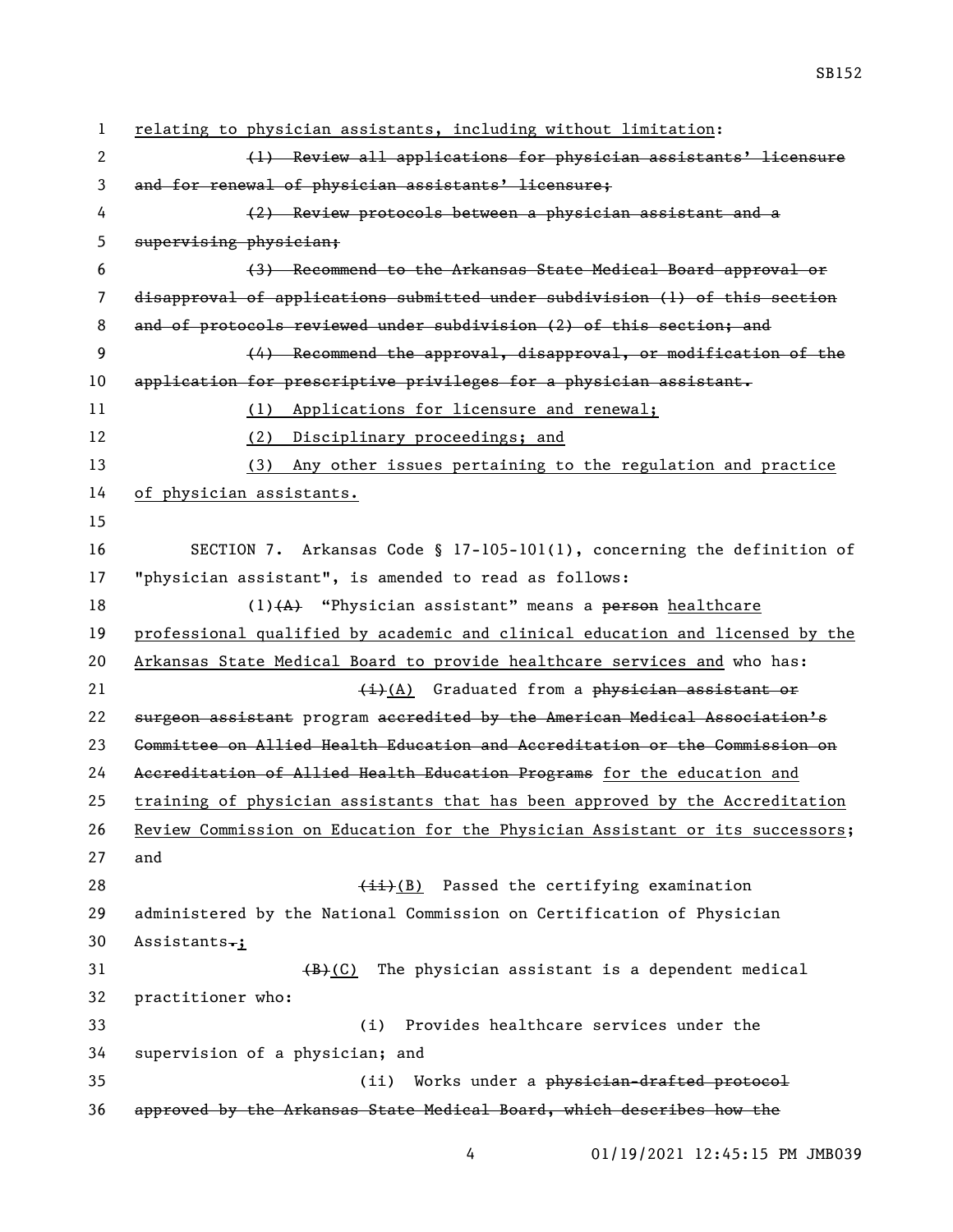<u>relating to physician assistants, including without limitation</u>:

~~(1) Review all applications for physician assistants' licensure and for renewal of physician assistants' licensure;~~

~~(2) Review protocols between a physician assistant and a supervising physician;~~

~~(3) Recommend to the Arkansas State Medical Board approval or disapproval of applications submitted under subdivision (1) of this section and of protocols reviewed under subdivision (2) of this section; and~~

~~(4) Recommend the approval, disapproval, or modification of the application for prescriptive privileges for a physician assistant.~~

<u>(1) Applications for licensure and renewal;</u>

<u>(2) Disciplinary proceedings; and</u>

<u>(3) Any other issues pertaining to the regulation and practice of physician assistants.</u>

SECTION 7. Arkansas Code § 17-105-101(1), concerning the definition of "physician assistant", is amended to read as follows:

(1)~~(A)~~ "Physician assistant" means a ~~person~~ <u>healthcare professional qualified by academic and clinical education and licensed by the Arkansas State Medical Board to provide healthcare services and</u> who has:

~~(i)~~<u>(A)</u> Graduated from a ~~physician assistant or surgeon assistant~~ program ~~accredited by the American Medical Association's Committee on Allied Health Education and Accreditation or the Commission on Accreditation of Allied Health Education Programs~~ <u>for the education and training of physician assistants that has been approved by the Accreditation Review Commission on Education for the Physician Assistant or its successors</u>; and

~~(ii)~~<u>(B)</u> Passed the certifying examination administered by the National Commission on Certification of Physician Assistants~~.~~<u>;</u>

~~(B)~~<u>(C)</u> The physician assistant is a dependent medical practitioner who:

(i) Provides healthcare services under the supervision of a physician; and

(ii) Works under a ~~physician-drafted protocol approved by the Arkansas State Medical Board, which describes how the~~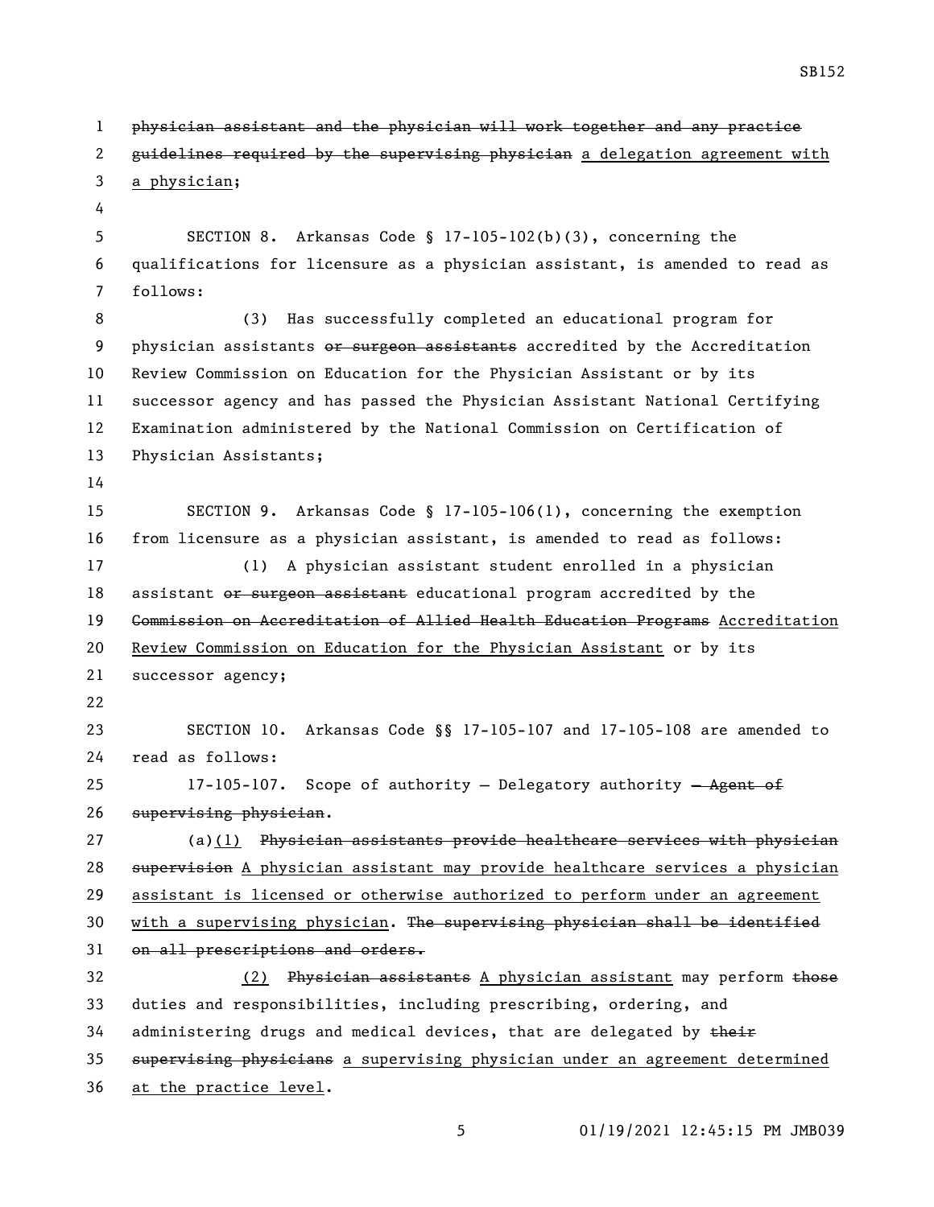~~physician assistant and the physician will work together and any practice guidelines required by the supervising physician~~ <u>a delegation agreement with a physician</u>;

SECTION 8. Arkansas Code § 17-105-102(b)(3), concerning the qualifications for licensure as a physician assistant, is amended to read as follows:

(3) Has successfully completed an educational program for physician assistants ~~or surgeon assistants~~ accredited by the Accreditation Review Commission on Education for the Physician Assistant or by its successor agency and has passed the Physician Assistant National Certifying Examination administered by the National Commission on Certification of Physician Assistants;

SECTION 9. Arkansas Code § 17-105-106(1), concerning the exemption from licensure as a physician assistant, is amended to read as follows:

(1) A physician assistant student enrolled in a physician assistant ~~or surgeon assistant~~ educational program accredited by the ~~Commission on Accreditation of Allied Health Education Programs~~ <u>Accreditation Review Commission on Education for the Physician Assistant</u> or by its successor agency;

SECTION 10. Arkansas Code §§ 17-105-107 and 17-105-108 are amended to read as follows:

17-105-107. Scope of authority — Delegatory authority ~~— Agent of supervising physician~~.

(a)<u>(1)</u> ~~Physician assistants provide healthcare services with physician supervision~~ <u>A physician assistant may provide healthcare services a physician assistant is licensed or otherwise authorized to perform under an agreement with a supervising physician</u>. ~~The supervising physician shall be identified on all prescriptions and orders.~~

<u>(2)</u> ~~Physician assistants~~ <u>A physician assistant</u> may perform ~~those~~ duties and responsibilities, including prescribing, ordering, and administering drugs and medical devices, that are delegated by ~~their supervising physicians~~ <u>a supervising physician under an agreement determined at the practice level</u>.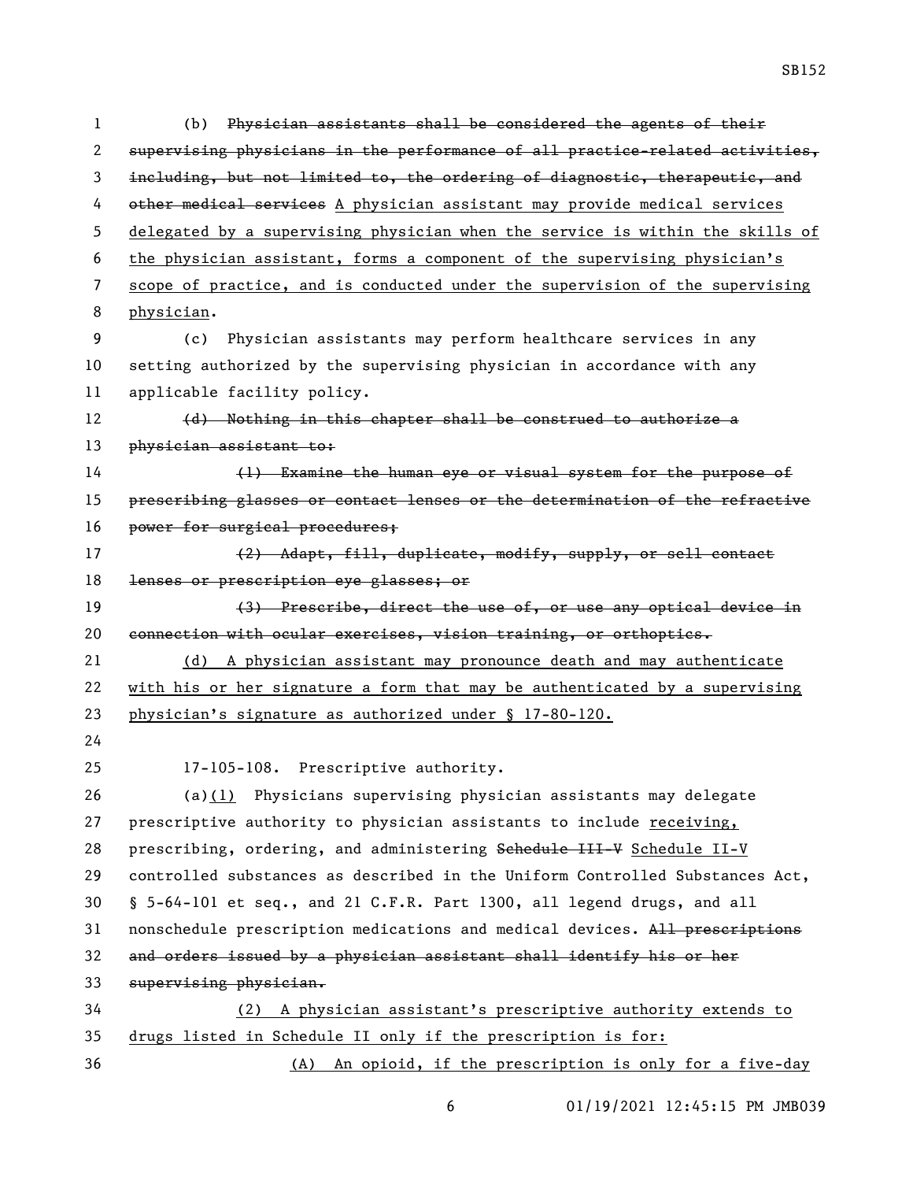(b) ~~Physician assistants shall be considered the agents of their supervising physicians in the performance of all practice-related activities, including, but not limited to, the ordering of diagnostic, therapeutic, and other medical services~~ <u>A physician assistant may provide medical services delegated by a supervising physician when the service is within the skills of the physician assistant, forms a component of the supervising physician's scope of practice, and is conducted under the supervision of the supervising physician</u>.

(c) Physician assistants may perform healthcare services in any setting authorized by the supervising physician in accordance with any applicable facility policy.

~~(d) Nothing in this chapter shall be construed to authorize a physician assistant to:~~

~~(1) Examine the human eye or visual system for the purpose of prescribing glasses or contact lenses or the determination of the refractive power for surgical procedures;~~

~~(2) Adapt, fill, duplicate, modify, supply, or sell contact lenses or prescription eye glasses; or~~

~~(3) Prescribe, direct the use of, or use any optical device in connection with ocular exercises, vision training, or orthoptics.~~

<u>(d) A physician assistant may pronounce death and may authenticate with his or her signature a form that may be authenticated by a supervising physician's signature as authorized under § 17-80-120.</u>

17-105-108. Prescriptive authority.

(a)<u>(1)</u> Physicians supervising physician assistants may delegate prescriptive authority to physician assistants to include <u>receiving,</u> prescribing, ordering, and administering ~~Schedule III-V~~ <u>Schedule II-V</u> controlled substances as described in the Uniform Controlled Substances Act, § 5-64-101 et seq., and 21 C.F.R. Part 1300, all legend drugs, and all nonschedule prescription medications and medical devices. ~~All prescriptions and orders issued by a physician assistant shall identify his or her supervising physician.~~

<u>(2) A physician assistant's prescriptive authority extends to drugs listed in Schedule II only if the prescription is for:</u>

<u>(A) An opioid, if the prescription is only for a five-day</u>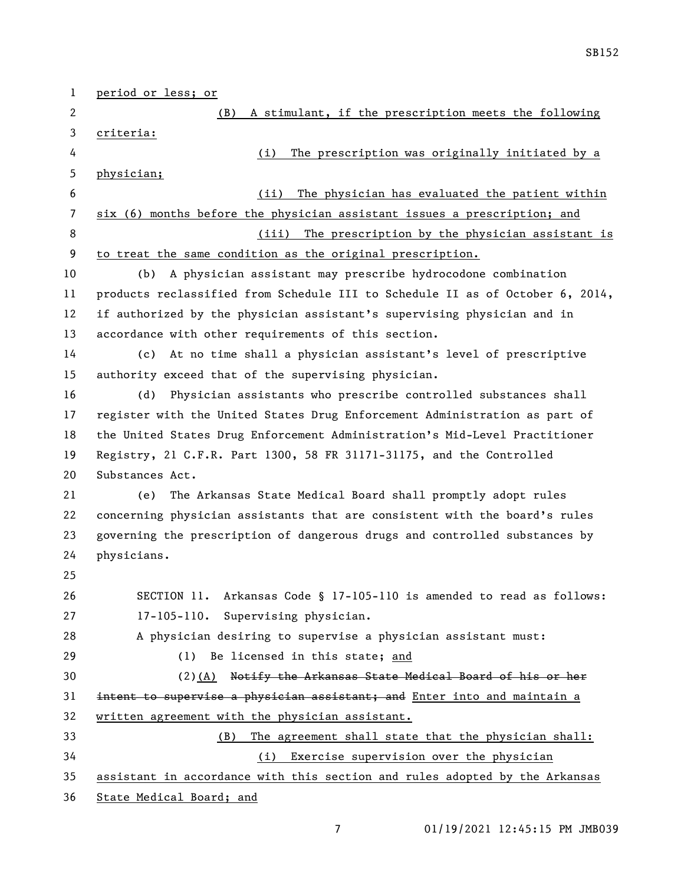period or less; or

(B) A stimulant, if the prescription meets the following criteria:

(i) The prescription was originally initiated by a physician;

(ii) The physician has evaluated the patient within six (6) months before the physician assistant issues a prescription; and

(iii) The prescription by the physician assistant is to treat the same condition as the original prescription.

(b) A physician assistant may prescribe hydrocodone combination products reclassified from Schedule III to Schedule II as of October 6, 2014, if authorized by the physician assistant's supervising physician and in accordance with other requirements of this section.

(c) At no time shall a physician assistant's level of prescriptive authority exceed that of the supervising physician.

(d) Physician assistants who prescribe controlled substances shall register with the United States Drug Enforcement Administration as part of the United States Drug Enforcement Administration's Mid-Level Practitioner Registry, 21 C.F.R. Part 1300, 58 FR 31171-31175, and the Controlled Substances Act.

(e) The Arkansas State Medical Board shall promptly adopt rules concerning physician assistants that are consistent with the board's rules governing the prescription of dangerous drugs and controlled substances by physicians.

SECTION 11. Arkansas Code § 17-105-110 is amended to read as follows:

17-105-110. Supervising physician.

A physician desiring to supervise a physician assistant must:

(1) Be licensed in this state; and

(2)(A) ~~Notify the Arkansas State Medical Board of his or her intent to supervise a physician assistant; and~~ Enter into and maintain a written agreement with the physician assistant.

(B) The agreement shall state that the physician shall:

(i) Exercise supervision over the physician assistant in accordance with this section and rules adopted by the Arkansas State Medical Board; and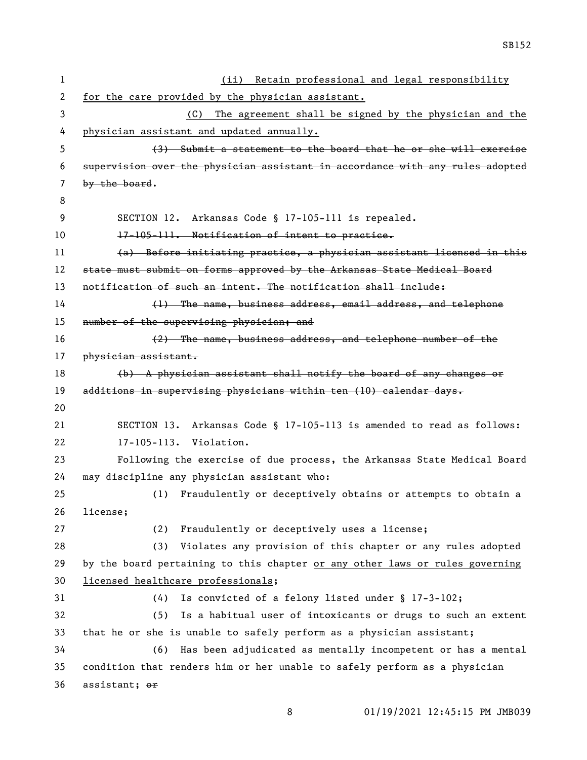(ii) Retain professional and legal responsibility for the care provided by the physician assistant.

(C) The agreement shall be signed by the physician and the physician assistant and updated annually.

~~(3) Submit a statement to the board that he or she will exercise supervision over the physician assistant in accordance with any rules adopted by the board~~.

SECTION 12. Arkansas Code § 17-105-111 is repealed.

~~17-105-111. Notification of intent to practice.~~

~~(a) Before initiating practice, a physician assistant licensed in this state must submit on forms approved by the Arkansas State Medical Board notification of such an intent. The notification shall include:~~

~~(1) The name, business address, email address, and telephone number of the supervising physician; and~~

~~(2) The name, business address, and telephone number of the physician assistant.~~

~~(b) A physician assistant shall notify the board of any changes or additions in supervising physicians within ten (10) calendar days.~~

SECTION 13. Arkansas Code § 17-105-113 is amended to read as follows:

17-105-113. Violation.

Following the exercise of due process, the Arkansas State Medical Board may discipline any physician assistant who:

(1) Fraudulently or deceptively obtains or attempts to obtain a license;

(2) Fraudulently or deceptively uses a license;

(3) Violates any provision of this chapter or any rules adopted by the board pertaining to this chapter or any other laws or rules governing licensed healthcare professionals;

(4) Is convicted of a felony listed under § 17-3-102;

(5) Is a habitual user of intoxicants or drugs to such an extent that he or she is unable to safely perform as a physician assistant;

(6) Has been adjudicated as mentally incompetent or has a mental condition that renders him or her unable to safely perform as a physician assistant; ~~or~~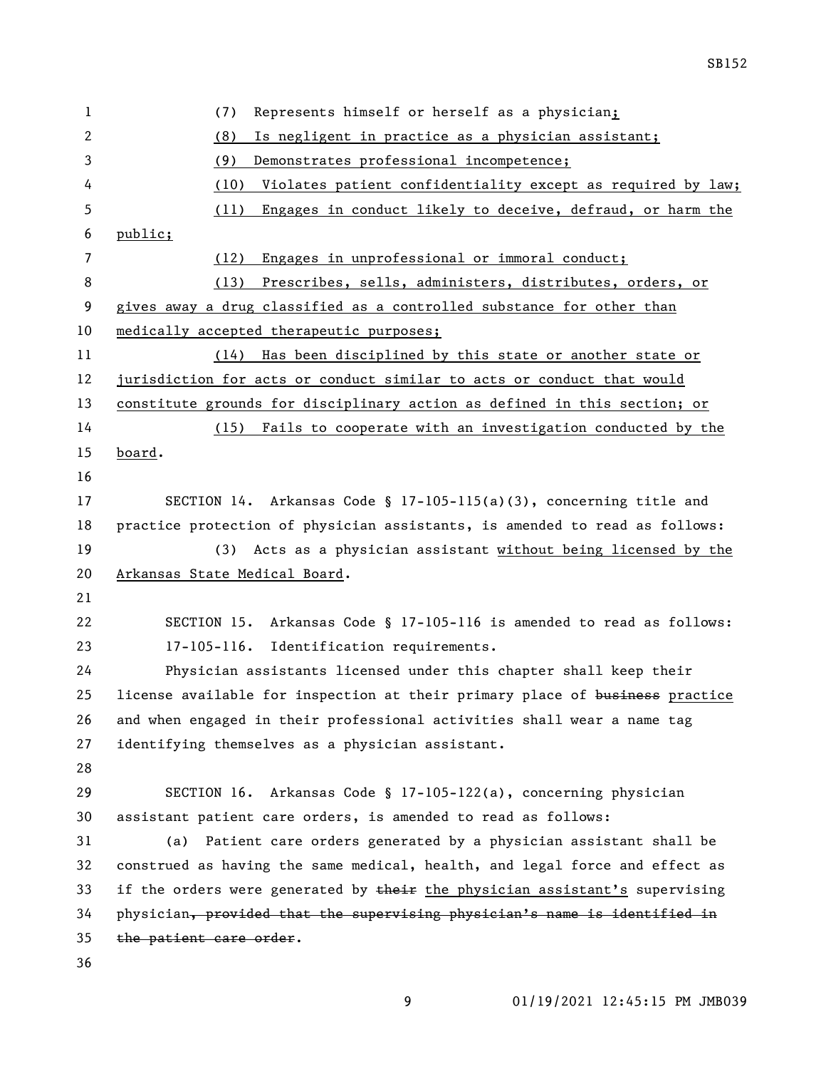(7) Represents himself or herself as a physician;

(8) Is negligent in practice as a physician assistant;

(9) Demonstrates professional incompetence;

(10) Violates patient confidentiality except as required by law;

(11) Engages in conduct likely to deceive, defraud, or harm the public;

(12) Engages in unprofessional or immoral conduct;

(13) Prescribes, sells, administers, distributes, orders, or gives away a drug classified as a controlled substance for other than medically accepted therapeutic purposes;

(14) Has been disciplined by this state or another state or jurisdiction for acts or conduct similar to acts or conduct that would constitute grounds for disciplinary action as defined in this section; or

(15) Fails to cooperate with an investigation conducted by the board.

SECTION 14. Arkansas Code § 17-105-115(a)(3), concerning title and practice protection of physician assistants, is amended to read as follows:

(3) Acts as a physician assistant without being licensed by the Arkansas State Medical Board.

SECTION 15. Arkansas Code § 17-105-116 is amended to read as follows:

17-105-116. Identification requirements.

Physician assistants licensed under this chapter shall keep their license available for inspection at their primary place of ~~business~~ practice and when engaged in their professional activities shall wear a name tag identifying themselves as a physician assistant.

SECTION 16. Arkansas Code § 17-105-122(a), concerning physician assistant patient care orders, is amended to read as follows:

(a) Patient care orders generated by a physician assistant shall be construed as having the same medical, health, and legal force and effect as if the orders were generated by ~~their~~ the physician assistant's supervising physician~~, provided that the supervising physician's name is identified in the patient care order~~.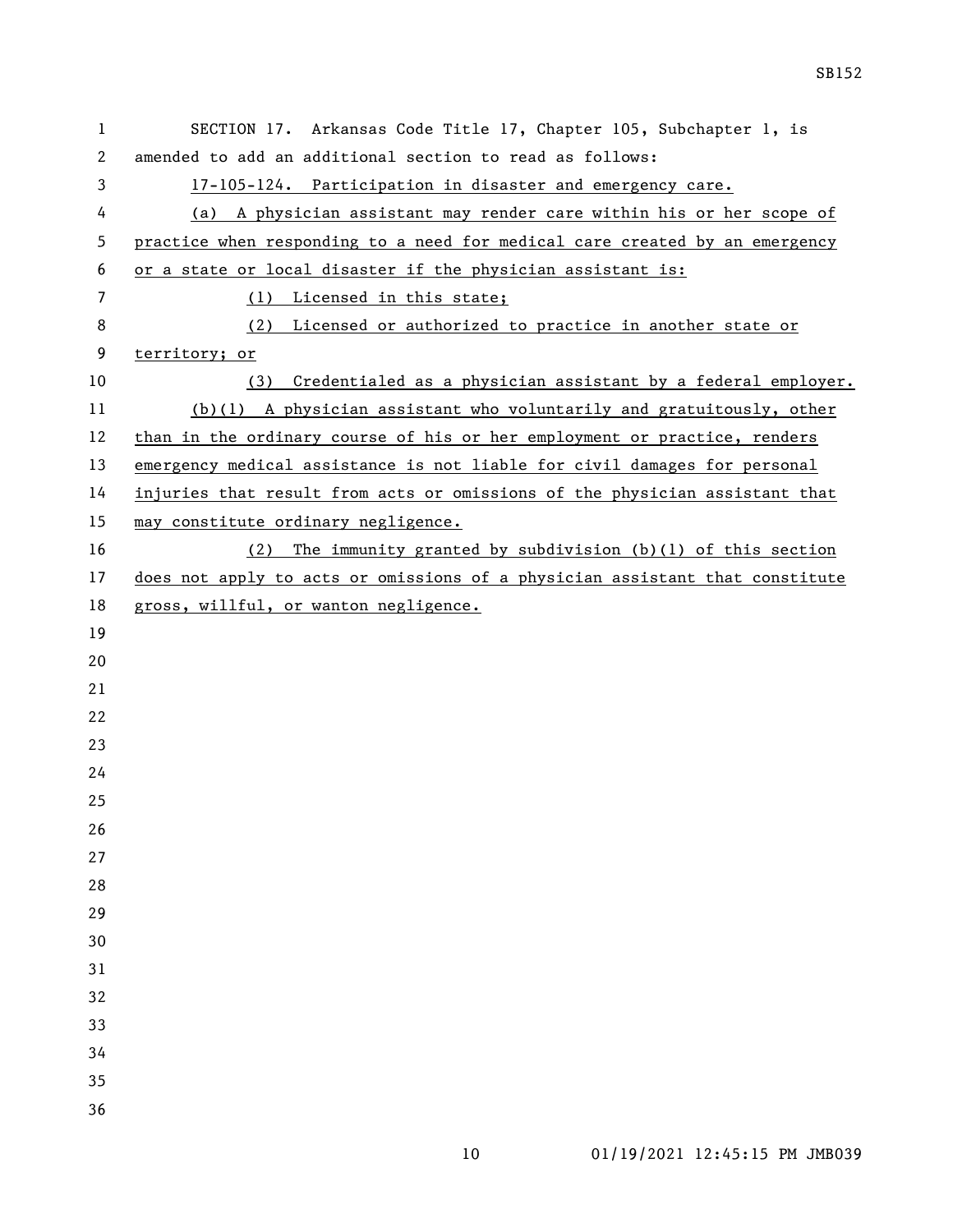SECTION 17. Arkansas Code Title 17, Chapter 105, Subchapter 1, is amended to add an additional section to read as follows:

17-105-124. Participation in disaster and emergency care.

(a) A physician assistant may render care within his or her scope of practice when responding to a need for medical care created by an emergency or a state or local disaster if the physician assistant is:

(1) Licensed in this state;

(2) Licensed or authorized to practice in another state or territory; or

(3) Credentialed as a physician assistant by a federal employer.

(b)(1) A physician assistant who voluntarily and gratuitously, other than in the ordinary course of his or her employment or practice, renders emergency medical assistance is not liable for civil damages for personal injuries that result from acts or omissions of the physician assistant that may constitute ordinary negligence.

(2) The immunity granted by subdivision (b)(1) of this section does not apply to acts or omissions of a physician assistant that constitute gross, willful, or wanton negligence.